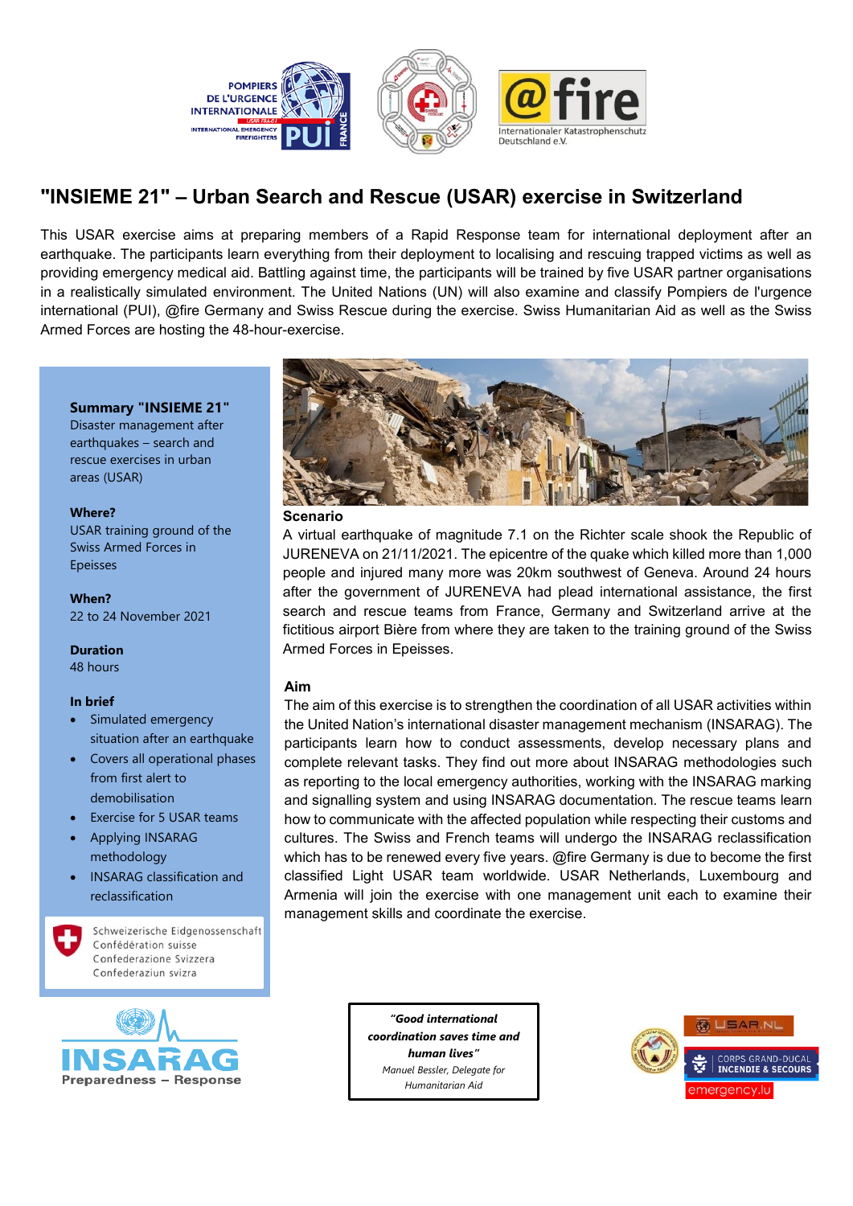# "INSIEME 21" – Urban Search and Rescue (USAR) exercise in Switzerland

This USAR exercise aims at preparing members of a Rapid Response team for international deployment after an earthquake. The participants learn everything from their deployment to localising and rescuing trapped victims as well as providing emergency medical aid. Battling against time, the participants will be trained by five USAR partner organisations in a realistically simulated environment. The United Nations (UN) will also examine and classify Pompiers de l'urgence international (PUI), @fire Germany and Swiss Rescue during the exercise. Swiss Humanitarian Aid as well as the Swiss Armed Forces are hosting the 48-hour-exercise.

**Summary "INSIEME 21"**
Disaster management after earthquakes – search and rescue exercises in urban areas (USAR)

**Where?**
USAR training ground of the Swiss Armed Forces in Epeisses

**When?**
22 to 24 November 2021

**Duration**
48 hours

**In brief**

- Simulated emergency situation after an earthquake
- Covers all operational phases from first alert to demobilisation
- Exercise for 5 USAR teams
- Applying INSARAG methodology
- INSARAG classification and reclassification

Schweizerische Eidgenossenschaft
Confédération suisse
Confederazione Svizzera
Confederaziun svizra

### Scenario

A virtual earthquake of magnitude 7.1 on the Richter scale shook the Republic of JURENEVA on 21/11/2021. The epicentre of the quake which killed more than 1,000 people and injured many more was 20km southwest of Geneva. Around 24 hours after the government of JURENEVA had plead international assistance, the first search and rescue teams from France, Germany and Switzerland arrive at the fictitious airport Bière from where they are taken to the training ground of the Swiss Armed Forces in Epeisses.

### Aim

The aim of this exercise is to strengthen the coordination of all USAR activities within the United Nation's international disaster management mechanism (INSARAG). The participants learn how to conduct assessments, develop necessary plans and complete relevant tasks. They find out more about INSARAG methodologies such as reporting to the local emergency authorities, working with the INSARAG marking and signalling system and using INSARAG documentation. The rescue teams learn how to communicate with the affected population while respecting their customs and cultures. The Swiss and French teams will undergo the INSARAG reclassification which has to be renewed every five years. @fire Germany is due to become the first classified Light USAR team worldwide. USAR Netherlands, Luxembourg and Armenia will join the exercise with one management unit each to examine their management skills and coordinate the exercise.

***"Good international coordination saves time and human lives"***
*Manuel Bessler, Delegate for Humanitarian Aid*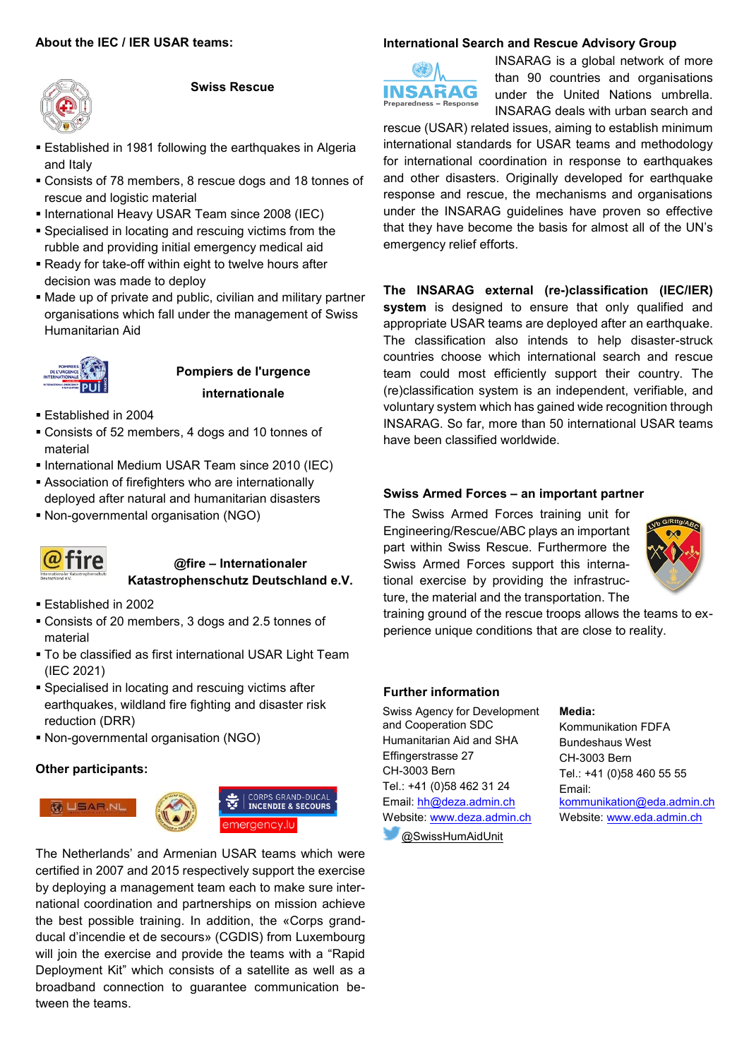## About the IEC / IER USAR teams:

### Swiss Rescue

- Established in 1981 following the earthquakes in Algeria and Italy
- Consists of 78 members, 8 rescue dogs and 18 tonnes of rescue and logistic material
- International Heavy USAR Team since 2008 (IEC)
- Specialised in locating and rescuing victims from the rubble and providing initial emergency medical aid
- Ready for take-off within eight to twelve hours after decision was made to deploy
- Made up of private and public, civilian and military partner organisations which fall under the management of Swiss Humanitarian Aid

### Pompiers de l'urgence internationale

- Established in 2004
- Consists of 52 members, 4 dogs and 10 tonnes of material
- International Medium USAR Team since 2010 (IEC)
- Association of firefighters who are internationally deployed after natural and humanitarian disasters
- Non-governmental organisation (NGO)

### @fire – Internationaler Katastrophenschutz Deutschland e.V.

- Established in 2002
- Consists of 20 members, 3 dogs and 2.5 tonnes of material
- To be classified as first international USAR Light Team (IEC 2021)
- Specialised in locating and rescuing victims after earthquakes, wildland fire fighting and disaster risk reduction (DRR)
- Non-governmental organisation (NGO)

### Other participants:

The Netherlands' and Armenian USAR teams which were certified in 2007 and 2015 respectively support the exercise by deploying a management team each to make sure international coordination and partnerships on mission achieve the best possible training. In addition, the «Corps grand-ducal d'incendie et de secours» (CGDIS) from Luxembourg will join the exercise and provide the teams with a "Rapid Deployment Kit" which consists of a satellite as well as a broadband connection to guarantee communication between the teams.

## International Search and Rescue Advisory Group

INSARAG is a global network of more than 90 countries and organisations under the United Nations umbrella. INSARAG deals with urban search and rescue (USAR) related issues, aiming to establish minimum international standards for USAR teams and methodology for international coordination in response to earthquakes and other disasters. Originally developed for earthquake response and rescue, the mechanisms and organisations under the INSARAG guidelines have proven so effective that they have become the basis for almost all of the UN's emergency relief efforts.

**The INSARAG external (re-)classification (IEC/IER) system** is designed to ensure that only qualified and appropriate USAR teams are deployed after an earthquake. The classification also intends to help disaster-struck countries choose which international search and rescue team could most efficiently support their country. The (re)classification system is an independent, verifiable, and voluntary system which has gained wide recognition through INSARAG. So far, more than 50 international USAR teams have been classified worldwide.

## Swiss Armed Forces – an important partner

The Swiss Armed Forces training unit for Engineering/Rescue/ABC plays an important part within Swiss Rescue. Furthermore the Swiss Armed Forces support this international exercise by providing the infrastructure, the material and the transportation. The training ground of the rescue troops allows the teams to experience unique conditions that are close to reality.

## Further information

Swiss Agency for Development and Cooperation SDC
Humanitarian Aid and SHA
Effingerstrasse 27
CH-3003 Bern
Tel.: +41 (0)58 462 31 24
Email: hh@deza.admin.ch
Website: www.deza.admin.ch
@SwissHumAidUnit

**Media:**
Kommunikation FDFA
Bundeshaus West
CH-3003 Bern
Tel.: +41 (0)58 460 55 55
Email: kommunikation@eda.admin.ch
Website: www.eda.admin.ch